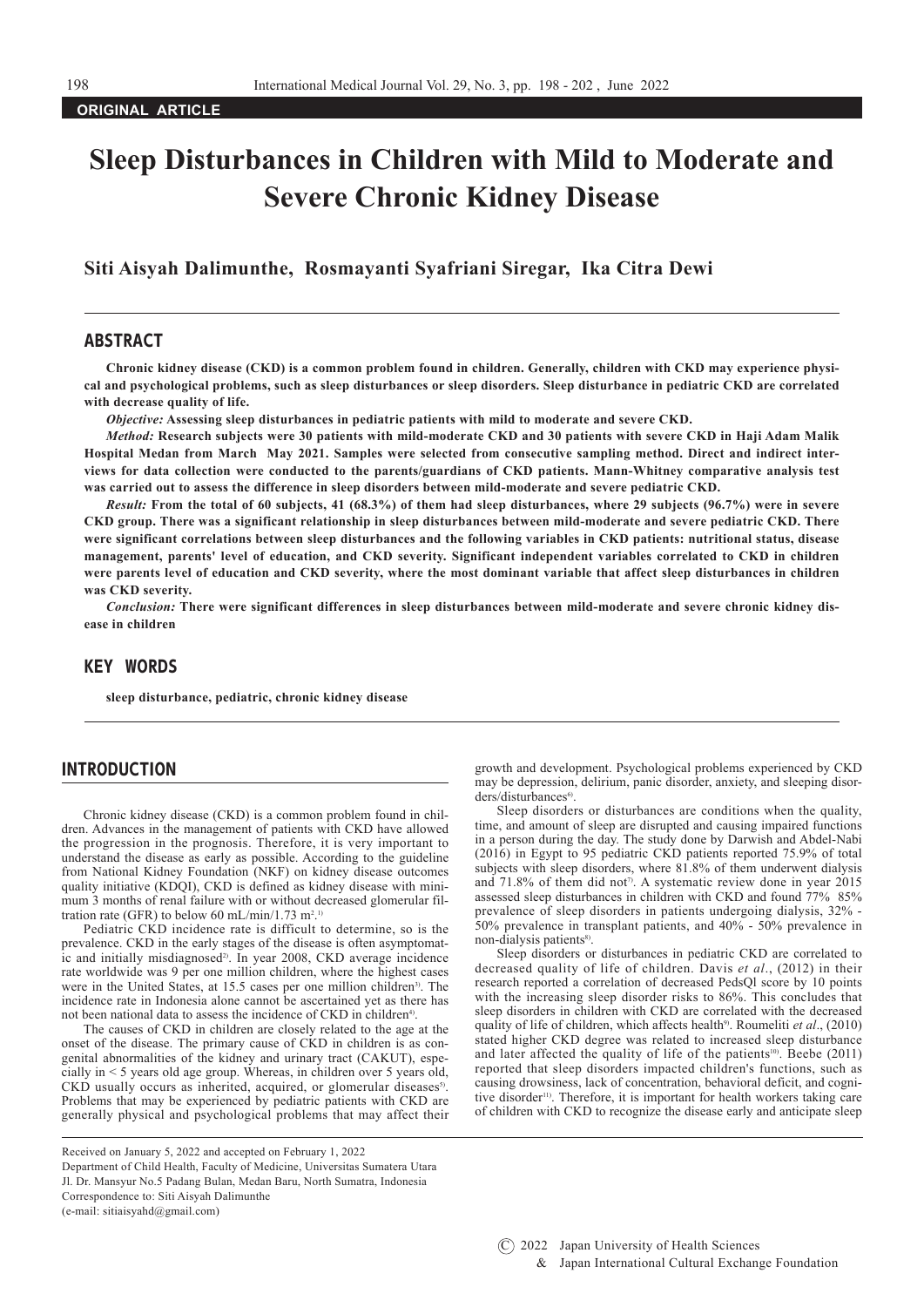ORIGINAL ARTICLE

# Sleep Disturbances in Children with Mild to Moderate and Severe Chronic Kidney Disease

**Siti Aisyah Dalimunthe, Rosmayanti Syafriani Siregar, Ika Citra Dewi**

## ABSTRACT

**Chronic kidney disease (CKD) is a common problem found in children. Generally, children with CKD may experience physical and psychological problems, such as sleep disturbances or sleep disorders. Sleep disturbance in pediatric CKD are correlated with decrease quality of life.**

***Objective:*** **Assessing sleep disturbances in pediatric patients with mild to moderate and severe CKD.**

***Method:*** **Research subjects were 30 patients with mild-moderate CKD and 30 patients with severe CKD in Haji Adam Malik Hospital Medan from March May 2021. Samples were selected from consecutive sampling method. Direct and indirect interviews for data collection were conducted to the parents/guardians of CKD patients. Mann-Whitney comparative analysis test was carried out to assess the difference in sleep disorders between mild-moderate and severe pediatric CKD.**

***Result:*** **From the total of 60 subjects, 41 (68.3%) of them had sleep disturbances, where 29 subjects (96.7%) were in severe CKD group. There was a significant relationship in sleep disturbances between mild-moderate and severe pediatric CKD. There were significant correlations between sleep disturbances and the following variables in CKD patients: nutritional status, disease management, parents' level of education, and CKD severity. Significant independent variables correlated to CKD in children were parents level of education and CKD severity, where the most dominant variable that affect sleep disturbances in children was CKD severity.**

***Conclusion:*** **There were significant differences in sleep disturbances between mild-moderate and severe chronic kidney disease in children**

## KEY WORDS

**sleep disturbance, pediatric, chronic kidney disease**

## INTRODUCTION

Chronic kidney disease (CKD) is a common problem found in children. Advances in the management of patients with CKD have allowed the progression in the prognosis. Therefore, it is very important to understand the disease as early as possible. According to the guideline from National Kidney Foundation (NKF) on kidney disease outcomes quality initiative (KDQI), CKD is defined as kidney disease with minimum 3 months of renal failure with or without decreased glomerular filtration rate (GFR) to below 60 mL/min/1.73 m$^2$.[1)]

Pediatric CKD incidence rate is difficult to determine, so is the prevalence. CKD in the early stages of the disease is often asymptomatic and initially misdiagnosed[2)]. In year 2008, CKD average incidence rate worldwide was 9 per one million children, where the highest cases were in the United States, at 15.5 cases per one million children[3)]. The incidence rate in Indonesia alone cannot be ascertained yet as there has not been national data to assess the incidence of CKD in children[4)].

The causes of CKD in children are closely related to the age at the onset of the disease. The primary cause of CKD in children is as congenital abnormalities of the kidney and urinary tract (CAKUT), especially in < 5 years old age group. Whereas, in children over 5 years old, CKD usually occurs as inherited, acquired, or glomerular diseases[5)]. Problems that may be experienced by pediatric patients with CKD are generally physical and psychological problems that may affect their growth and development. Psychological problems experienced by CKD may be depression, delirium, panic disorder, anxiety, and sleeping disorders/disturbances[6)].

Sleep disorders or disturbances are conditions when the quality, time, and amount of sleep are disrupted and causing impaired functions in a person during the day. The study done by Darwish and Abdel-Nabi (2016) in Egypt to 95 pediatric CKD patients reported 75.9% of total subjects with sleep disorders, where 81.8% of them underwent dialysis and 71.8% of them did not[7)]. A systematic review done in year 2015 assessed sleep disturbances in children with CKD and found 77% 85% prevalence of sleep disorders in patients undergoing dialysis, 32% - 50% prevalence in transplant patients, and 40% - 50% prevalence in non-dialysis patients[8)].

Sleep disorders or disturbances in pediatric CKD are correlated to decreased quality of life of children. Davis *et al*., (2012) in their research reported a correlation of decreased PedsQl score by 10 points with the increasing sleep disorder risks to 86%. This concludes that sleep disorders in children with CKD are correlated with the decreased quality of life of children, which affects health[9)]. Roumeliti *et al*., (2010) stated higher CKD degree was related to increased sleep disturbance and later affected the quality of life of the patients[10)]. Beebe (2011) reported that sleep disorders impacted children's functions, such as causing drowsiness, lack of concentration, behavioral deficit, and cognitive disorder[11)]. Therefore, it is important for health workers taking care of children with CKD to recognize the disease early and anticipate sleep

Received on January 5, 2022 and accepted on February 1, 2022
Department of Child Health, Faculty of Medicine, Universitas Sumatera Utara
Jl. Dr. Mansyur No.5 Padang Bulan, Medan Baru, North Sumatra, Indonesia
Correspondence to: Siti Aisyah Dalimunthe
(e-mail: sitiaisyahd@gmail.com)

© 2022 Japan University of Health Sciences
& Japan International Cultural Exchange Foundation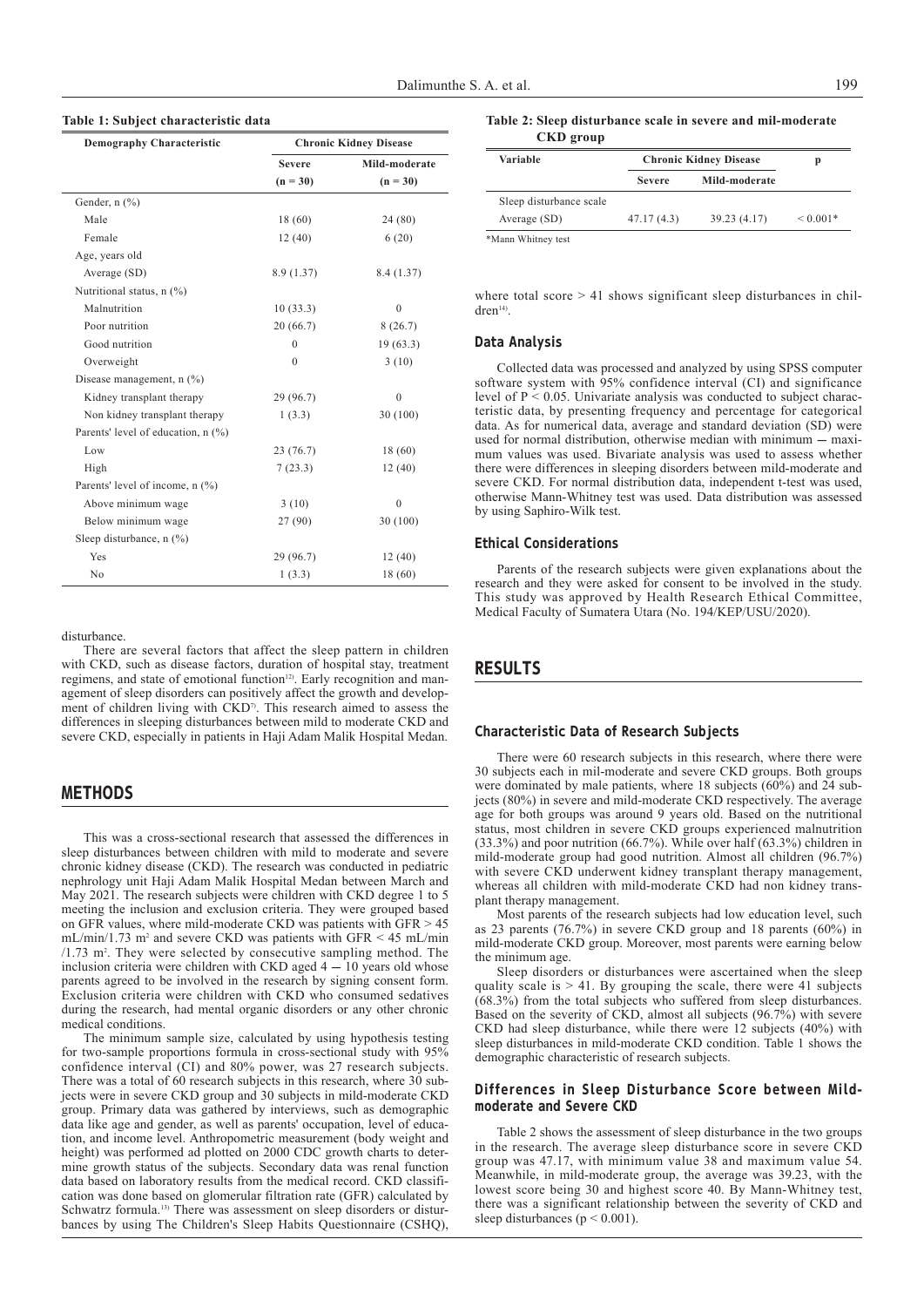**Table 1: Subject characteristic data**

| Demography Characteristic | Chronic Kidney Disease | |
|---|---|---|
| | Severe (n = 30) | Mild-moderate (n = 30) |
| Gender, n (%) | | |
| Male | 18 (60) | 24 (80) |
| Female | 12 (40) | 6 (20) |
| Age, years old | | |
| Average (SD) | 8.9 (1.37) | 8.4 (1.37) |
| Nutritional status, n (%) | | |
| Malnutrition | 10 (33.3) | 0 |
| Poor nutrition | 20 (66.7) | 8 (26.7) |
| Good nutrition | 0 | 19 (63.3) |
| Overweight | 0 | 3 (10) |
| Disease management, n (%) | | |
| Kidney transplant therapy | 29 (96.7) | 0 |
| Non kidney transplant therapy | 1 (3.3) | 30 (100) |
| Parents' level of education, n (%) | | |
| Low | 23 (76.7) | 18 (60) |
| High | 7 (23.3) | 12 (40) |
| Parents' level of income, n (%) | | |
| Above minimum wage | 3 (10) | 0 |
| Below minimum wage | 27 (90) | 30 (100) |
| Sleep disturbance, n (%) | | |
| Yes | 29 (96.7) | 12 (40) |
| No | 1 (3.3) | 18 (60) |

disturbance.

There are several factors that affect the sleep pattern in children with CKD, such as disease factors, duration of hospital stay, treatment regimens, and state of emotional function[12]. Early recognition and management of sleep disorders can positively affect the growth and development of children living with CKD[7]. This research aimed to assess the differences in sleeping disturbances between mild to moderate CKD and severe CKD, especially in patients in Haji Adam Malik Hospital Medan.

## METHODS

This was a cross-sectional research that assessed the differences in sleep disturbances between children with mild to moderate and severe chronic kidney disease (CKD). The research was conducted in pediatric nephrology unit Haji Adam Malik Hospital Medan between March and May 2021. The research subjects were children with CKD degree 1 to 5 meeting the inclusion and exclusion criteria. They were grouped based on GFR values, where mild-moderate CKD was patients with GFR > 45 mL/min/1.73 $m^2$ and severe CKD was patients with GFR < 45 mL/min /1.73 $m^2$. They were selected by consecutive sampling method. The inclusion criteria were children with CKD aged 4 – 10 years old whose parents agreed to be involved in the research by signing consent form. Exclusion criteria were children with CKD who consumed sedatives during the research, had mental organic disorders or any other chronic medical conditions.

The minimum sample size, calculated by using hypothesis testing for two-sample proportions formula in cross-sectional study with 95% confidence interval (CI) and 80% power, was 27 research subjects. There was a total of 60 research subjects in this research, where 30 subjects were in severe CKD group and 30 subjects in mild-moderate CKD group. Primary data was gathered by interviews, such as demographic data like age and gender, as well as parents' occupation, level of education, and income level. Anthropometric measurement (body weight and height) was performed ad plotted on 2000 CDC growth charts to determine growth status of the subjects. Secondary data was renal function data based on laboratory results from the medical record. CKD classification was done based on glomerular filtration rate (GFR) calculated by Schwatrz formula.[13] There was assessment on sleep disorders or disturbances by using The Children's Sleep Habits Questionnaire (CSHQ), where total score > 41 shows significant sleep disturbances in children[14].

**Table 2: Sleep disturbance scale in severe and mil-moderate CKD group**

| Variable | Chronic Kidney Disease | | p |
|---|---|---|---|
| | Severe | Mild-moderate | |
| Sleep disturbance scale | | | |
| Average (SD) | 47.17 (4.3) | 39.23 (4.17) | < 0.001* |

*Mann Whitney test

### Data Analysis

Collected data was processed and analyzed by using SPSS computer software system with 95% confidence interval (CI) and significance level of P < 0.05. Univariate analysis was conducted to subject characteristic data, by presenting frequency and percentage for categorical data. As for numerical data, average and standard deviation (SD) were used for normal distribution, otherwise median with minimum – maximum values was used. Bivariate analysis was used to assess whether there were differences in sleeping disorders between mild-moderate and severe CKD. For normal distribution data, independent t-test was used, otherwise Mann-Whitney test was used. Data distribution was assessed by using Saphiro-Wilk test.

### Ethical Considerations

Parents of the research subjects were given explanations about the research and they were asked for consent to be involved in the study. This study was approved by Health Research Ethical Committee, Medical Faculty of Sumatera Utara (No. 194/KEP/USU/2020).

## RESULTS

### Characteristic Data of Research Subjects

There were 60 research subjects in this research, where there were 30 subjects each in mil-moderate and severe CKD groups. Both groups were dominated by male patients, where 18 subjects (60%) and 24 subjects (80%) in severe and mild-moderate CKD respectively. The average age for both groups was around 9 years old. Based on the nutritional status, most children in severe CKD groups experienced malnutrition (33.3%) and poor nutrition (66.7%). While over half (63.3%) children in mild-moderate group had good nutrition. Almost all children (96.7%) with severe CKD underwent kidney transplant therapy management, whereas all children with mild-moderate CKD had non kidney transplant therapy management.

Most parents of the research subjects had low education level, such as 23 parents (76.7%) in severe CKD group and 18 parents (60%) in mild-moderate CKD group. Moreover, most parents were earning below the minimum age.

Sleep disorders or disturbances were ascertained when the sleep quality scale is > 41. By grouping the scale, there were 41 subjects (68.3%) from the total subjects who suffered from sleep disturbances. Based on the severity of CKD, almost all subjects (96.7%) with severe CKD had sleep disturbance, while there were 12 subjects (40%) with sleep disturbances in mild-moderate CKD condition. Table 1 shows the demographic characteristic of research subjects.

### Differences in Sleep Disturbance Score between Mild-moderate and Severe CKD

Table 2 shows the assessment of sleep disturbance in the two groups in the research. The average sleep disturbance score in severe CKD group was 47.17, with minimum value 38 and maximum value 54. Meanwhile, in mild-moderate group, the average was 39.23, with the lowest score being 30 and highest score 40. By Mann-Whitney test, there was a significant relationship between the severity of CKD and sleep disturbances (p < 0.001).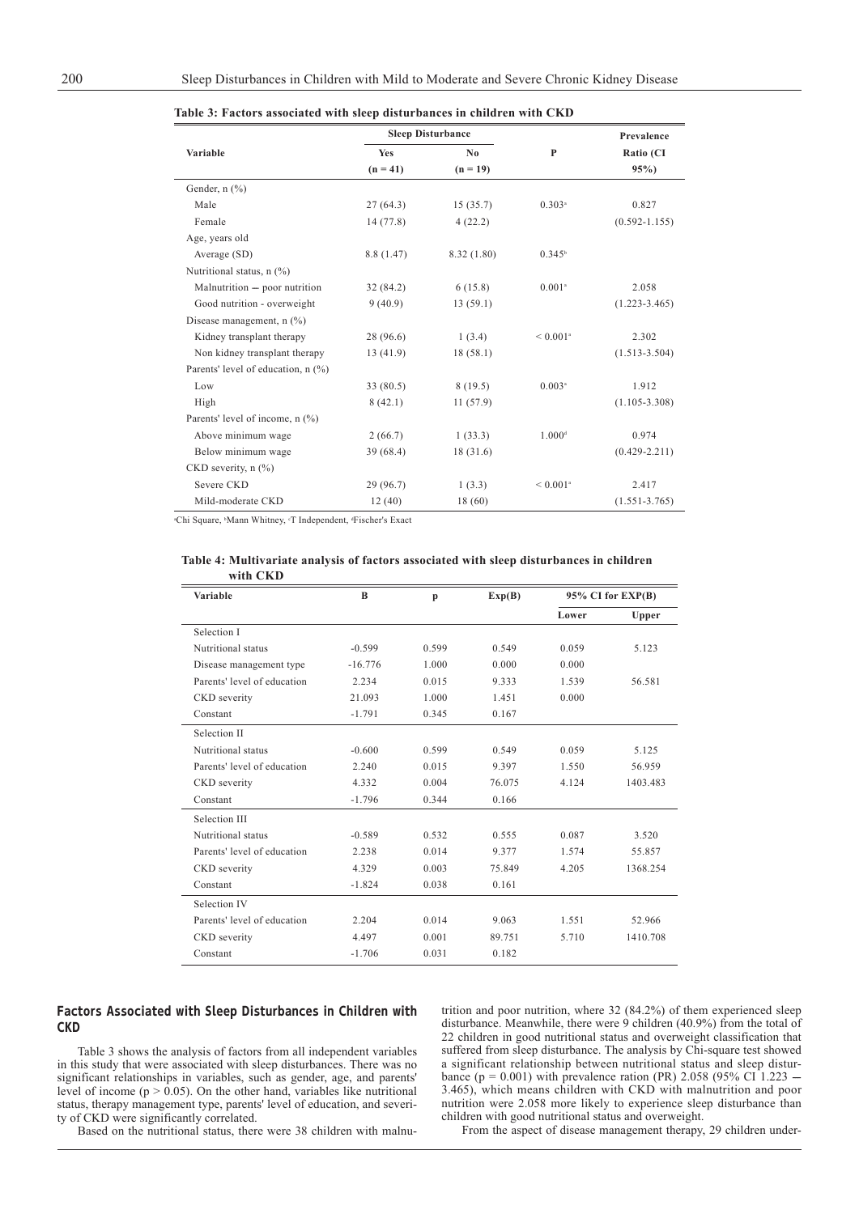**Table 3: Factors associated with sleep disturbances in children with CKD**

| Variable | Sleep Disturbance | | P | Prevalence Ratio (CI 95%) |
|---|---|---|---|---|
| | Yes (n = 41) | No (n = 19) | | |
| Gender, n (%) | | | | |
| Male | 27 (64.3) | 15 (35.7) | 0.303[a] | 0.827 |
| Female | 14 (77.8) | 4 (22.2) | | (0.592-1.155) |
| Age, years old | | | | |
| Average (SD) | 8.8 (1.47) | 8.32 (1.80) | 0.345[b] | |
| Nutritional status, n (%) | | | | |
| Malnutrition – poor nutrition | 32 (84.2) | 6 (15.8) | 0.001[a] | 2.058 |
| Good nutrition - overweight | 9 (40.9) | 13 (59.1) | | (1.223-3.465) |
| Disease management, n (%) | | | | |
| Kidney transplant therapy | 28 (96.6) | 1 (3.4) | < 0.001[a] | 2.302 |
| Non kidney transplant therapy | 13 (41.9) | 18 (58.1) | | (1.513-3.504) |
| Parents' level of education, n (%) | | | | |
| Low | 33 (80.5) | 8 (19.5) | 0.003[a] | 1.912 |
| High | 8 (42.1) | 11 (57.9) | | (1.105-3.308) |
| Parents' level of income, n (%) | | | | |
| Above minimum wage | 2 (66.7) | 1 (33.3) | 1.000[d] | 0.974 |
| Below minimum wage | 39 (68.4) | 18 (31.6) | | (0.429-2.211) |
| CKD severity, n (%) | | | | |
| Severe CKD | 29 (96.7) | 1 (3.3) | < 0.001[a] | 2.417 |
| Mild-moderate CKD | 12 (40) | 18 (60) | | (1.551-3.765) |

[a]Chi Square, [b]Mann Whitney, [c]T Independent, [d]Fischer's Exact

**Table 4: Multivariate analysis of factors associated with sleep disturbances in children with CKD**

| Variable | B | p | Exp(B) | 95% CI for EXP(B) | |
|---|---|---|---|---|---|
| | | | | Lower | Upper |
| Selection I | | | | | |
| Nutritional status | -0.599 | 0.599 | 0.549 | 0.059 | 5.123 |
| Disease management type | -16.776 | 1.000 | 0.000 | 0.000 | |
| Parents' level of education | 2.234 | 0.015 | 9.333 | 1.539 | 56.581 |
| CKD severity | 21.093 | 1.000 | 1.451 | 0.000 | |
| Constant | -1.791 | 0.345 | 0.167 | | |
| Selection II | | | | | |
| Nutritional status | -0.600 | 0.599 | 0.549 | 0.059 | 5.125 |
| Parents' level of education | 2.240 | 0.015 | 9.397 | 1.550 | 56.959 |
| CKD severity | 4.332 | 0.004 | 76.075 | 4.124 | 1403.483 |
| Constant | -1.796 | 0.344 | 0.166 | | |
| Selection III | | | | | |
| Nutritional status | -0.589 | 0.532 | 0.555 | 0.087 | 3.520 |
| Parents' level of education | 2.238 | 0.014 | 9.377 | 1.574 | 55.857 |
| CKD severity | 4.329 | 0.003 | 75.849 | 4.205 | 1368.254 |
| Constant | -1.824 | 0.038 | 0.161 | | |
| Selection IV | | | | | |
| Parents' level of education | 2.204 | 0.014 | 9.063 | 1.551 | 52.966 |
| CKD severity | 4.497 | 0.001 | 89.751 | 5.710 | 1410.708 |
| Constant | -1.706 | 0.031 | 0.182 | | |

## Factors Associated with Sleep Disturbances in Children with CKD

Table 3 shows the analysis of factors from all independent variables in this study that were associated with sleep disturbances. There was no significant relationships in variables, such as gender, age, and parents' level of income ($p > 0.05$). On the other hand, variables like nutritional status, therapy management type, parents' level of education, and severity of CKD were significantly correlated.

Based on the nutritional status, there were 38 children with malnutrition and poor nutrition, where 32 (84.2%) of them experienced sleep disturbance. Meanwhile, there were 9 children (40.9%) from the total of 22 children in good nutritional status and overweight classification that suffered from sleep disturbance. The analysis by Chi-square test showed a significant relationship between nutritional status and sleep disturbance ($p = 0.001$) with prevalence ration (PR) 2.058 (95% CI 1.223 – 3.465), which means children with CKD with malnutrition and poor nutrition were 2.058 more likely to experience sleep disturbance than children with good nutritional status and overweight.

From the aspect of disease management therapy, 29 children under-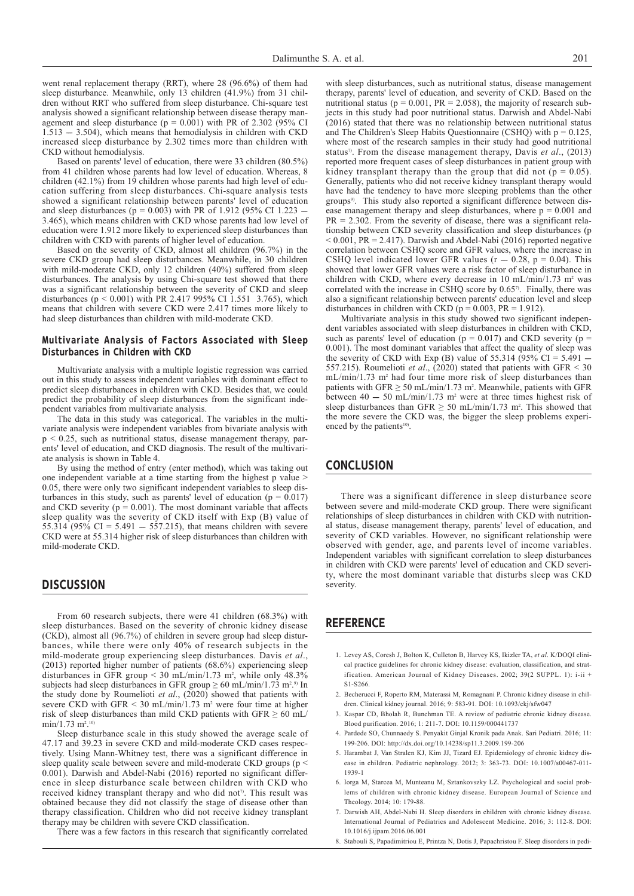went renal replacement therapy (RRT), where 28 (96.6%) of them had sleep disturbance. Meanwhile, only 13 children (41.9%) from 31 children without RRT who suffered from sleep disturbance. Chi-square test analysis showed a significant relationship between disease therapy management and sleep disturbance ($p = 0.001$) with PR of 2.302 (95% CI 1.513 – 3.504), which means that hemodialysis in children with CKD increased sleep disturbance by 2.302 times more than children with CKD without hemodialysis.

Based on parents' level of education, there were 33 children (80.5%) from 41 children whose parents had low level of education. Whereas, 8 children (42.1%) from 19 children whose parents had high level of education suffering from sleep disturbances. Chi-square analysis tests showed a significant relationship between parents' level of education and sleep disturbances ($p = 0.003$) with PR of 1.912 (95% CI 1.223 – 3.465), which means children with CKD whose parents had low level of education were 1.912 more likely to experienced sleep disturbances than children with CKD with parents of higher level of education.

Based on the severity of CKD, almost all children (96.7%) in the severe CKD group had sleep disturbances. Meanwhile, in 30 children with mild-moderate CKD, only 12 children (40%) suffered from sleep disturbances. The analysis by using Chi-square test showed that there was a significant relationship between the severity of CKD and sleep disturbances ($p < 0.001$) with PR 2.417 995% CI 1.551 3.765), which means that children with severe CKD were 2.417 times more likely to had sleep disturbances than children with mild-moderate CKD.

### Multivariate Analysis of Factors Associated with Sleep Disturbances in Children with CKD

Multivariate analysis with a multiple logistic regression was carried out in this study to assess independent variables with dominant effect to predict sleep disturbances in children with CKD. Besides that, we could predict the probability of sleep disturbances from the significant independent variables from multivariate analysis.

The data in this study was categorical. The variables in the multivariate analysis were independent variables from bivariate analysis with $p < 0.25$, such as nutritional status, disease management therapy, parents' level of education, and CKD diagnosis. The result of the multivariate analysis is shown in Table 4.

By using the method of entry (enter method), which was taking out one independent variable at a time starting from the highest p value > 0.05, there were only two significant independent variables to sleep disturbances in this study, such as parents' level of education ($p = 0.017$) and CKD severity ($p = 0.001$). The most dominant variable that affects sleep quality was the severity of CKD itself with Exp (B) value of 55.314 (95% CI = 5.491 – 557.215), that means children with severe CKD were at 55.314 higher risk of sleep disturbances than children with mild-moderate CKD.

## DISCUSSION

From 60 research subjects, there were 41 children (68.3%) with sleep disturbances. Based on the severity of chronic kidney disease (CKD), almost all (96.7%) of children in severe group had sleep disturbances, while there were only 40% of research subjects in the mild-moderate group experiencing sleep disturbances. Davis *et al*., (2013) reported higher number of patients (68.6%) experiencing sleep disturbances in GFR group < 30 mL/min/1.73 m², while only 48.3% subjects had sleep disturbances in GFR group ≥ 60 mL/min/1.73 m².[9] In the study done by Roumelioti *et al*., (2020) showed that patients with severe CKD with GFR < 30 mL/min/1.73 m² were four time at higher risk of sleep disturbances than mild CKD patients with GFR ≥ 60 mL/min/1.73 m².[10]

Sleep disturbance scale in this study showed the average scale of 47.17 and 39.23 in severe CKD and mild-moderate CKD cases respectively. Using Mann-Whitney test, there was a significant difference in sleep quality scale between severe and mild-moderate CKD groups ($p < 0.001$). Darwish and Abdel-Nabi (2016) reported no significant difference in sleep disturbance scale between children with CKD who received kidney transplant therapy and who did not[7]. This result was obtained because they did not classify the stage of disease other than therapy classification. Children who did not receive kidney transplant therapy may be children with severe CKD classification.

There was a few factors in this research that significantly correlated with sleep disturbances, such as nutritional status, disease management therapy, parents' level of education, and severity of CKD. Based on the nutritional status ($p = 0.001$, PR = 2.058), the majority of research subjects in this study had poor nutritional status. Darwish and Abdel-Nabi (2016) stated that there was no relationship between nutritional status and The Children's Sleep Habits Questionnaire (CSHQ) with $p = 0.125$, where most of the research samples in their study had good nutritional status[7]. From the disease management therapy, Davis *et al*., (2013) reported more frequent cases of sleep disturbances in patient group with kidney transplant therapy than the group that did not ($p = 0.05$). Generally, patients who did not receive kidney transplant therapy would have had the tendency to have more sleeping problems than the other groups[9]. This study also reported a significant difference between disease management therapy and sleep disturbances, where $p = 0.001$ and PR = 2.302. From the severity of disease, there was a significant relationship between CKD severity classification and sleep disturbances ($p < 0.001$, PR = 2.417). Darwish and Abdel-Nabi (2016) reported negative correlation between CSHQ score and GFR values, where the increase in CSHQ level indicated lower GFR values ($r$ – 0.28, $p = 0.04$). This showed that lower GFR values were a risk factor of sleep disturbance in children with CKD, where every decrease in 10 mL/min/1.73 m² was correlated with the increase in CSHQ score by 0.65[7]. Finally, there was also a significant relationship between parents' education level and sleep disturbances in children with CKD ($p = 0.003$, PR = 1.912).

Multivariate analysis in this study showed two significant independent variables associated with sleep disturbances in children with CKD, such as parents' level of education ($p = 0.017$) and CKD severity ($p = 0.001$). The most dominant variables that affect the quality of sleep was the severity of CKD with Exp (B) value of 55.314 (95% CI = 5.491 – 557.215). Roumelioti *et al*., (2020) stated that patients with GFR < 30 mL/min/1.73 m² had four time more risk of sleep disturbances than patients with GFR ≥ 50 mL/min/1.73 m². Meanwhile, patients with GFR between 40 – 50 mL/min/1.73 m² were at three times highest risk of sleep disturbances than GFR ≥ 50 mL/min/1.73 m². This showed that the more severe the CKD was, the bigger the sleep problems experienced by the patients[10].

## CONCLUSION

There was a significant difference in sleep disturbance score between severe and mild-moderate CKD group. There were significant relationships of sleep disturbances in children with CKD with nutritional status, disease management therapy, parents' level of education, and severity of CKD variables. However, no significant relationship were observed with gender, age, and parents level of income variables. Independent variables with significant correlation to sleep disturbances in children with CKD were parents' level of education and CKD severity, where the most dominant variable that disturbs sleep was CKD severity.

## REFERENCE

1. Levey AS, Coresh J, Bolton K, Culleton B, Harvey KS, Ikizler TA, *et al*. K/DOQI clinical practice guidelines for chronic kidney disease: evaluation, classification, and stratification. American Journal of Kidney Diseases. 2002; 39(2 SUPPL. 1): i-ii + S1-S266.
2. Becherucci F, Roperto RM, Materassi M, Romagnani P. Chronic kidney disease in children. Clinical kidney journal. 2016; 9: 583-91. DOI: 10.1093/ckj/sfw047
3. Kaspar CD, Bholah R, Bunchman TE. A review of pediatric chronic kidney disease. Blood purification. 2016; 1: 211-7. DOI: 10.1159/000441737
4. Pardede SO, Chunnaedy S. Penyakit Ginjal Kronik pada Anak. Sari Pediatri. 2016; 11: 199-206. DOI: http://dx.doi.org/10.14238/sp11.3.2009.199-206
5. Harambat J, Van Stralen KJ, Kim JJ, Tizard EJ. Epidemiology of chronic kidney disease in children. Pediatric nephrology. 2012; 3: 363-73. DOI: 10.1007/s00467-011-1939-1
6. Iorga M, Starcea M, Munteanu M, Sztankovszky LZ. Psychological and social problems of children with chronic kidney disease. European Journal of Science and Theology. 2014; 10: 179-88.
7. Darwish AH, Abdel-Nabi H. Sleep disorders in children with chronic kidney disease. International Journal of Pediatrics and Adolescent Medicine. 2016; 3: 112-8. DOI: 10.1016/j.ijpam.2016.06.001
8. Stabouli S, Papadimitriou E, Printza N, Dotis J, Papachristou F. Sleep disorders in pedi-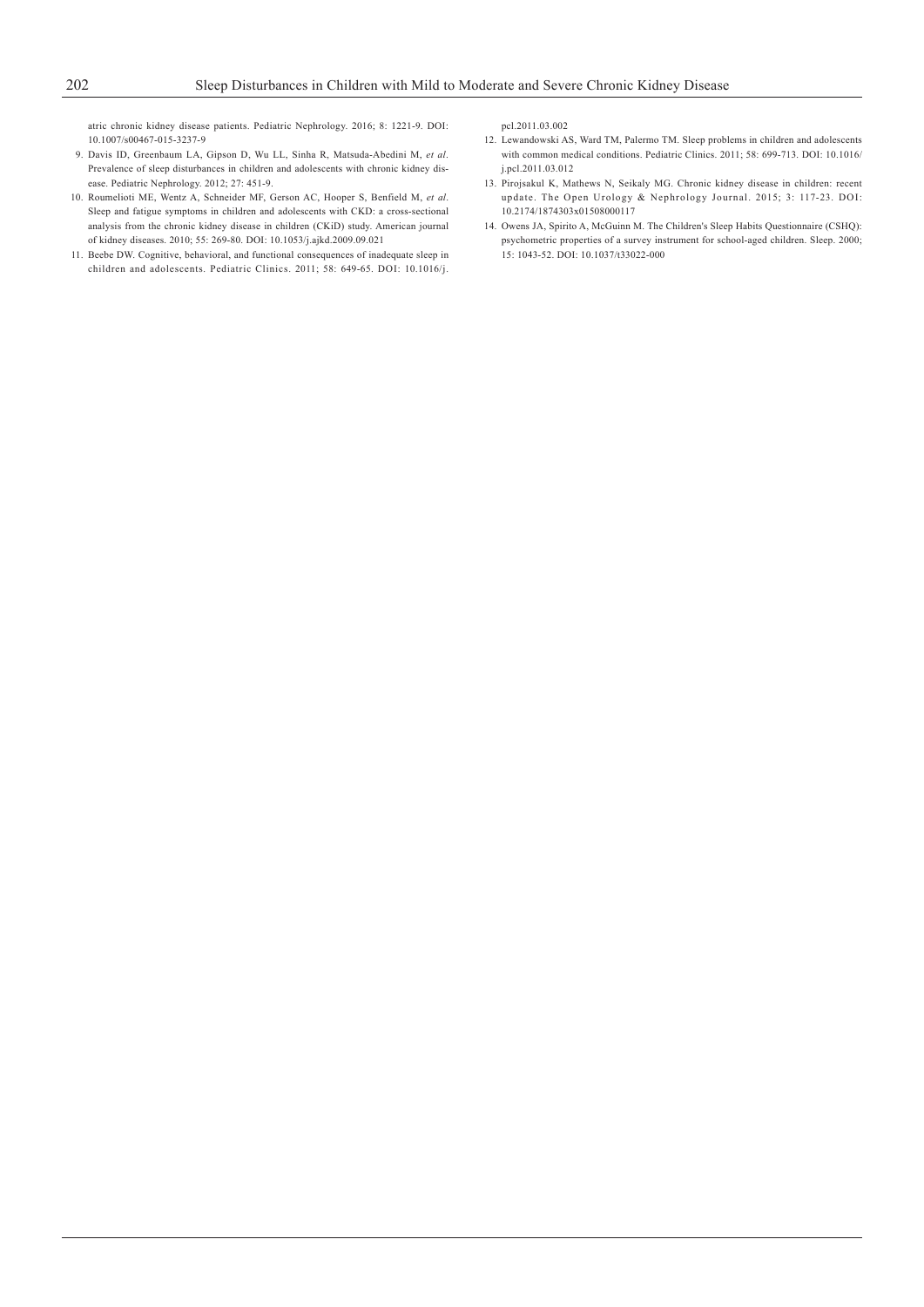atric chronic kidney disease patients. Pediatric Nephrology. 2016; 8: 1221-9. DOI: 10.1007/s00467-015-3237-9

9. Davis ID, Greenbaum LA, Gipson D, Wu LL, Sinha R, Matsuda-Abedini M, *et al*. Prevalence of sleep disturbances in children and adolescents with chronic kidney disease. Pediatric Nephrology. 2012; 27: 451-9.
10. Roumelioti ME, Wentz A, Schneider MF, Gerson AC, Hooper S, Benfield M, *et al*. Sleep and fatigue symptoms in children and adolescents with CKD: a cross-sectional analysis from the chronic kidney disease in children (CKiD) study. American journal of kidney diseases. 2010; 55: 269-80. DOI: 10.1053/j.ajkd.2009.09.021
11. Beebe DW. Cognitive, behavioral, and functional consequences of inadequate sleep in children and adolescents. Pediatric Clinics. 2011; 58: 649-65. DOI: 10.1016/j.pcl.2011.03.002
12. Lewandowski AS, Ward TM, Palermo TM. Sleep problems in children and adolescents with common medical conditions. Pediatric Clinics. 2011; 58: 699-713. DOI: 10.1016/j.pcl.2011.03.012
13. Pirojsakul K, Mathews N, Seikaly MG. Chronic kidney disease in children: recent update. The Open Urology & Nephrology Journal. 2015; 3: 117-23. DOI: 10.2174/1874303x01508000117
14. Owens JA, Spirito A, McGuinn M. The Children's Sleep Habits Questionnaire (CSHQ): psychometric properties of a survey instrument for school-aged children. Sleep. 2000; 15: 1043-52. DOI: 10.1037/t33022-000